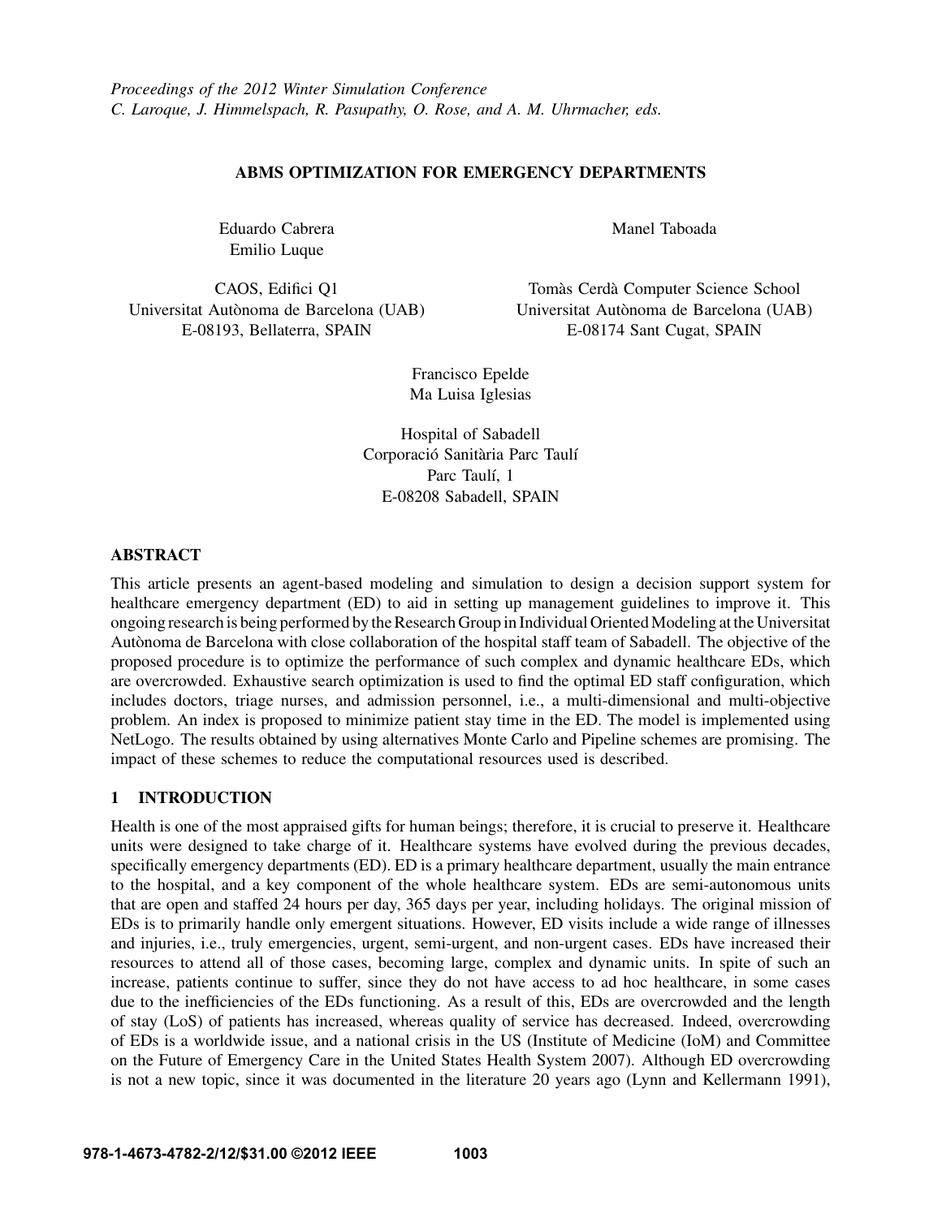*Proceedings of the 2012 Winter Simulation Conference*
*C. Laroque, J. Himmelspach, R. Pasupathy, O. Rose, and A. M. Uhrmacher, eds.*

# ABMS OPTIMIZATION FOR EMERGENCY DEPARTMENTS

Eduardo Cabrera
Emilio Luque

CAOS, Edifici Q1
Universitat Autònoma de Barcelona (UAB)
E-08193, Bellaterra, SPAIN

Manel Taboada

Tomàs Cerdà Computer Science School
Universitat Autònoma de Barcelona (UAB)
E-08174 Sant Cugat, SPAIN

Francisco Epelde
Ma Luisa Iglesias

Hospital of Sabadell
Corporació Sanitària Parc Taulí
Parc Taulí, 1
E-08208 Sabadell, SPAIN

## ABSTRACT

This article presents an agent-based modeling and simulation to design a decision support system for healthcare emergency department (ED) to aid in setting up management guidelines to improve it. This ongoing research is being performed by the Research Group in Individual Oriented Modeling at the Universitat Autònoma de Barcelona with close collaboration of the hospital staff team of Sabadell. The objective of the proposed procedure is to optimize the performance of such complex and dynamic healthcare EDs, which are overcrowded. Exhaustive search optimization is used to find the optimal ED staff configuration, which includes doctors, triage nurses, and admission personnel, i.e., a multi-dimensional and multi-objective problem. An index is proposed to minimize patient stay time in the ED. The model is implemented using NetLogo. The results obtained by using alternatives Monte Carlo and Pipeline schemes are promising. The impact of these schemes to reduce the computational resources used is described.

## 1 INTRODUCTION

Health is one of the most appraised gifts for human beings; therefore, it is crucial to preserve it. Healthcare units were designed to take charge of it. Healthcare systems have evolved during the previous decades, specifically emergency departments (ED). ED is a primary healthcare department, usually the main entrance to the hospital, and a key component of the whole healthcare system. EDs are semi-autonomous units that are open and staffed 24 hours per day, 365 days per year, including holidays. The original mission of EDs is to primarily handle only emergent situations. However, ED visits include a wide range of illnesses and injuries, i.e., truly emergencies, urgent, semi-urgent, and non-urgent cases. EDs have increased their resources to attend all of those cases, becoming large, complex and dynamic units. In spite of such an increase, patients continue to suffer, since they do not have access to ad hoc healthcare, in some cases due to the inefficiencies of the EDs functioning. As a result of this, EDs are overcrowded and the length of stay (LoS) of patients has increased, whereas quality of service has decreased. Indeed, overcrowding of EDs is a worldwide issue, and a national crisis in the US (Institute of Medicine (IoM) and Committee on the Future of Emergency Care in the United States Health System 2007). Although ED overcrowding is not a new topic, since it was documented in the literature 20 years ago (Lynn and Kellermann 1991),

978-1-4673-4782-2/12/$31.00 ©2012 IEEE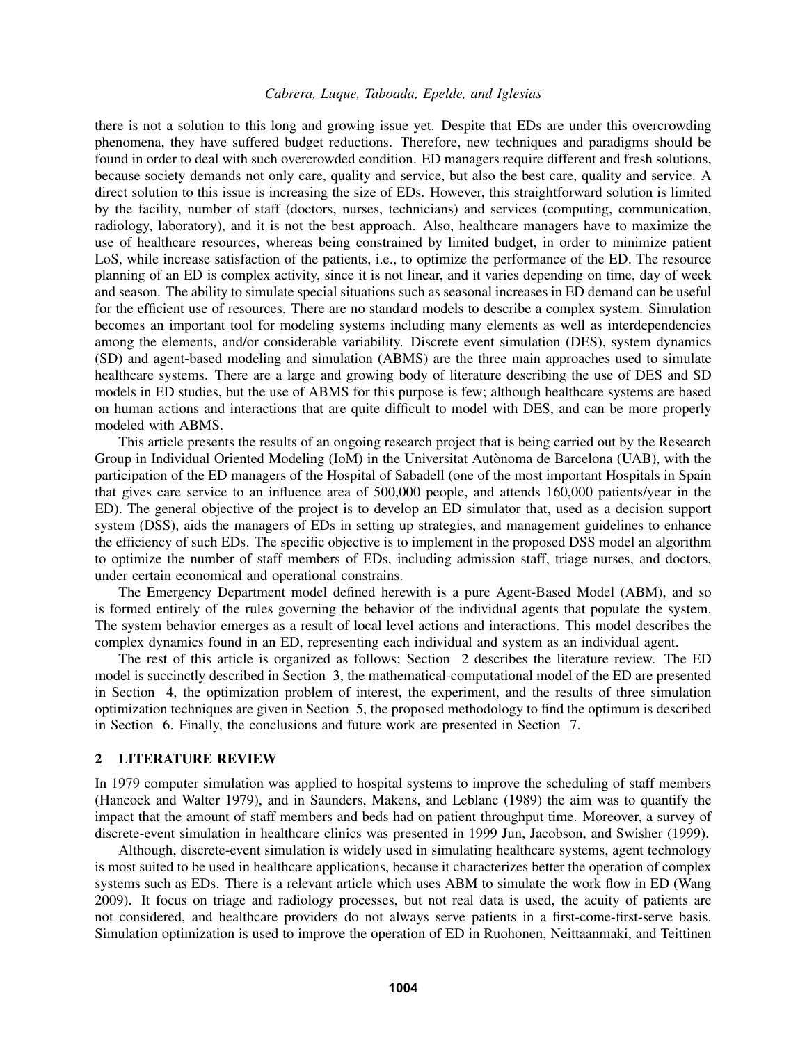there is not a solution to this long and growing issue yet. Despite that EDs are under this overcrowding phenomena, they have suffered budget reductions. Therefore, new techniques and paradigms should be found in order to deal with such overcrowded condition. ED managers require different and fresh solutions, because society demands not only care, quality and service, but also the best care, quality and service. A direct solution to this issue is increasing the size of EDs. However, this straightforward solution is limited by the facility, number of staff (doctors, nurses, technicians) and services (computing, communication, radiology, laboratory), and it is not the best approach. Also, healthcare managers have to maximize the use of healthcare resources, whereas being constrained by limited budget, in order to minimize patient LoS, while increase satisfaction of the patients, i.e., to optimize the performance of the ED. The resource planning of an ED is complex activity, since it is not linear, and it varies depending on time, day of week and season. The ability to simulate special situations such as seasonal increases in ED demand can be useful for the efficient use of resources. There are no standard models to describe a complex system. Simulation becomes an important tool for modeling systems including many elements as well as interdependencies among the elements, and/or considerable variability. Discrete event simulation (DES), system dynamics (SD) and agent-based modeling and simulation (ABMS) are the three main approaches used to simulate healthcare systems. There are a large and growing body of literature describing the use of DES and SD models in ED studies, but the use of ABMS for this purpose is few; although healthcare systems are based on human actions and interactions that are quite difficult to model with DES, and can be more properly modeled with ABMS.

This article presents the results of an ongoing research project that is being carried out by the Research Group in Individual Oriented Modeling (IoM) in the Universitat Autònoma de Barcelona (UAB), with the participation of the ED managers of the Hospital of Sabadell (one of the most important Hospitals in Spain that gives care service to an influence area of 500,000 people, and attends 160,000 patients/year in the ED). The general objective of the project is to develop an ED simulator that, used as a decision support system (DSS), aids the managers of EDs in setting up strategies, and management guidelines to enhance the efficiency of such EDs. The specific objective is to implement in the proposed DSS model an algorithm to optimize the number of staff members of EDs, including admission staff, triage nurses, and doctors, under certain economical and operational constrains.

The Emergency Department model defined herewith is a pure Agent-Based Model (ABM), and so is formed entirely of the rules governing the behavior of the individual agents that populate the system. The system behavior emerges as a result of local level actions and interactions. This model describes the complex dynamics found in an ED, representing each individual and system as an individual agent.

The rest of this article is organized as follows; Section 2 describes the literature review. The ED model is succinctly described in Section 3, the mathematical-computational model of the ED are presented in Section 4, the optimization problem of interest, the experiment, and the results of three simulation optimization techniques are given in Section 5, the proposed methodology to find the optimum is described in Section 6. Finally, the conclusions and future work are presented in Section 7.

## 2 LITERATURE REVIEW

In 1979 computer simulation was applied to hospital systems to improve the scheduling of staff members (Hancock and Walter 1979), and in Saunders, Makens, and Leblanc (1989) the aim was to quantify the impact that the amount of staff members and beds had on patient throughput time. Moreover, a survey of discrete-event simulation in healthcare clinics was presented in 1999 Jun, Jacobson, and Swisher (1999).

Although, discrete-event simulation is widely used in simulating healthcare systems, agent technology is most suited to be used in healthcare applications, because it characterizes better the operation of complex systems such as EDs. There is a relevant article which uses ABM to simulate the work flow in ED (Wang 2009). It focus on triage and radiology processes, but not real data is used, the acuity of patients are not considered, and healthcare providers do not always serve patients in a first-come-first-serve basis. Simulation optimization is used to improve the operation of ED in Ruohonen, Neittaanmaki, and Teittinen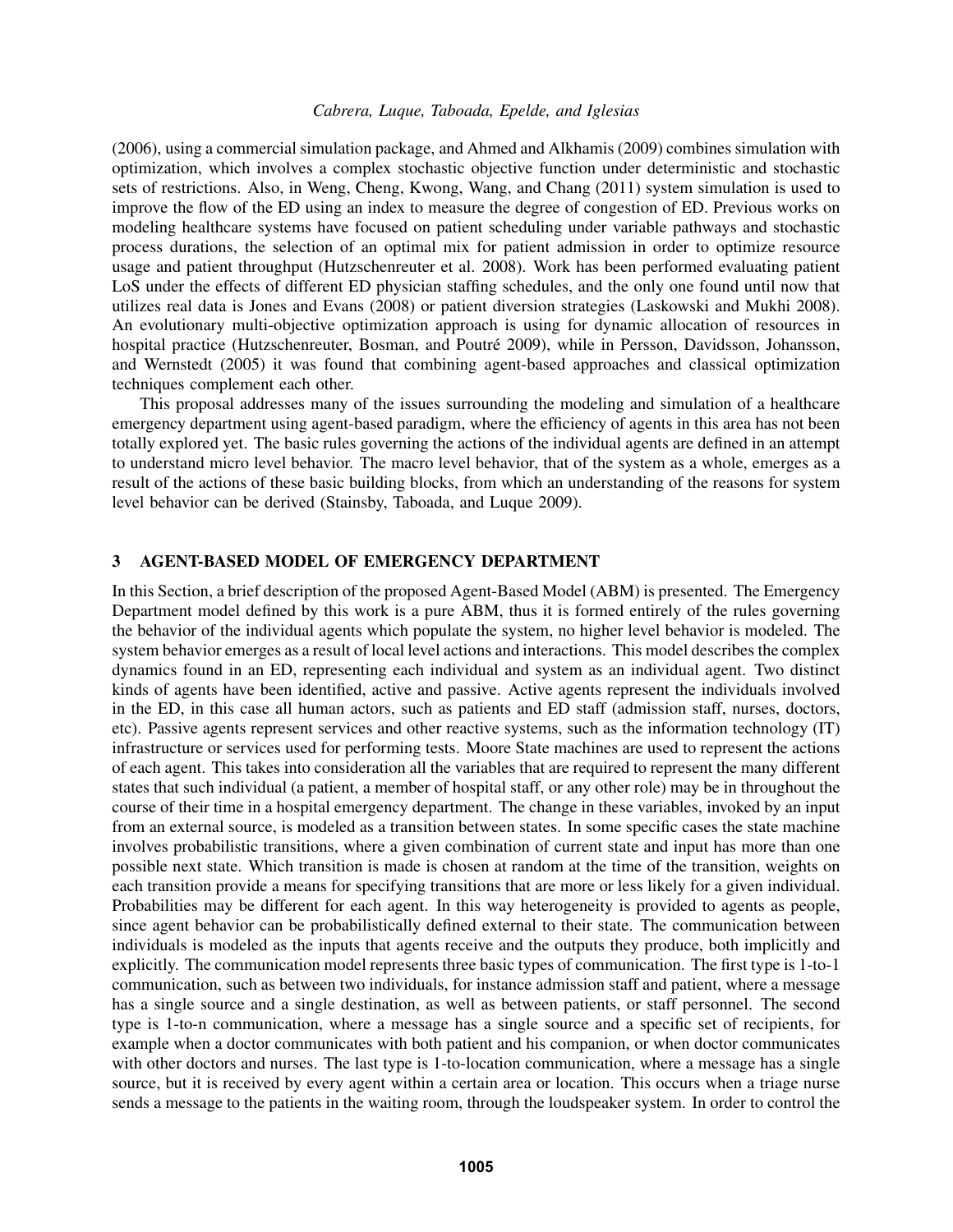(2006), using a commercial simulation package, and Ahmed and Alkhamis (2009) combines simulation with optimization, which involves a complex stochastic objective function under deterministic and stochastic sets of restrictions. Also, in Weng, Cheng, Kwong, Wang, and Chang (2011) system simulation is used to improve the flow of the ED using an index to measure the degree of congestion of ED. Previous works on modeling healthcare systems have focused on patient scheduling under variable pathways and stochastic process durations, the selection of an optimal mix for patient admission in order to optimize resource usage and patient throughput (Hutzschenreuter et al. 2008). Work has been performed evaluating patient LoS under the effects of different ED physician staffing schedules, and the only one found until now that utilizes real data is Jones and Evans (2008) or patient diversion strategies (Laskowski and Mukhi 2008). An evolutionary multi-objective optimization approach is using for dynamic allocation of resources in hospital practice (Hutzschenreuter, Bosman, and Poutré 2009), while in Persson, Davidsson, Johansson, and Wernstedt (2005) it was found that combining agent-based approaches and classical optimization techniques complement each other.

This proposal addresses many of the issues surrounding the modeling and simulation of a healthcare emergency department using agent-based paradigm, where the efficiency of agents in this area has not been totally explored yet. The basic rules governing the actions of the individual agents are defined in an attempt to understand micro level behavior. The macro level behavior, that of the system as a whole, emerges as a result of the actions of these basic building blocks, from which an understanding of the reasons for system level behavior can be derived (Stainsby, Taboada, and Luque 2009).

## 3 AGENT-BASED MODEL OF EMERGENCY DEPARTMENT

In this Section, a brief description of the proposed Agent-Based Model (ABM) is presented. The Emergency Department model defined by this work is a pure ABM, thus it is formed entirely of the rules governing the behavior of the individual agents which populate the system, no higher level behavior is modeled. The system behavior emerges as a result of local level actions and interactions. This model describes the complex dynamics found in an ED, representing each individual and system as an individual agent. Two distinct kinds of agents have been identified, active and passive. Active agents represent the individuals involved in the ED, in this case all human actors, such as patients and ED staff (admission staff, nurses, doctors, etc). Passive agents represent services and other reactive systems, such as the information technology (IT) infrastructure or services used for performing tests. Moore State machines are used to represent the actions of each agent. This takes into consideration all the variables that are required to represent the many different states that such individual (a patient, a member of hospital staff, or any other role) may be in throughout the course of their time in a hospital emergency department. The change in these variables, invoked by an input from an external source, is modeled as a transition between states. In some specific cases the state machine involves probabilistic transitions, where a given combination of current state and input has more than one possible next state. Which transition is made is chosen at random at the time of the transition, weights on each transition provide a means for specifying transitions that are more or less likely for a given individual. Probabilities may be different for each agent. In this way heterogeneity is provided to agents as people, since agent behavior can be probabilistically defined external to their state. The communication between individuals is modeled as the inputs that agents receive and the outputs they produce, both implicitly and explicitly. The communication model represents three basic types of communication. The first type is 1-to-1 communication, such as between two individuals, for instance admission staff and patient, where a message has a single source and a single destination, as well as between patients, or staff personnel. The second type is 1-to-n communication, where a message has a single source and a specific set of recipients, for example when a doctor communicates with both patient and his companion, or when doctor communicates with other doctors and nurses. The last type is 1-to-location communication, where a message has a single source, but it is received by every agent within a certain area or location. This occurs when a triage nurse sends a message to the patients in the waiting room, through the loudspeaker system. In order to control the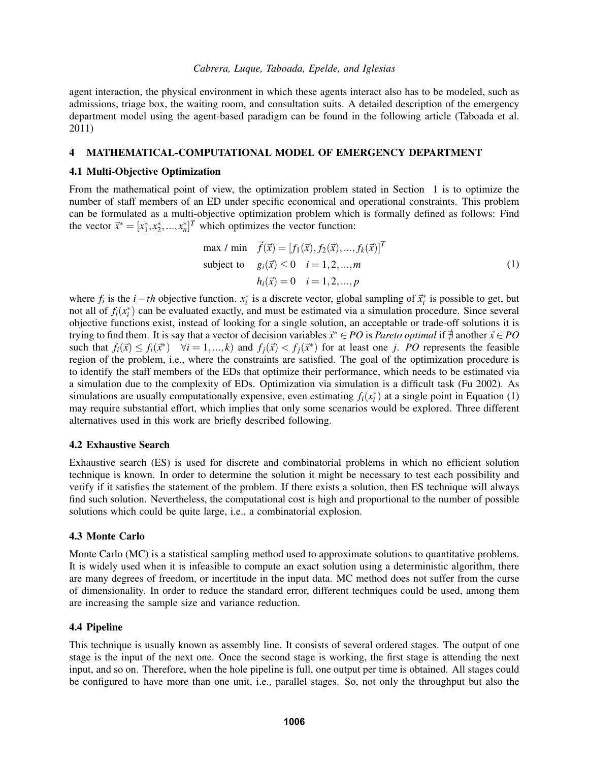agent interaction, the physical environment in which these agents interact also has to be modeled, such as admissions, triage box, the waiting room, and consultation suits. A detailed description of the emergency department model using the agent-based paradigm can be found in the following article (Taboada et al. 2011)

## 4 MATHEMATICAL-COMPUTATIONAL MODEL OF EMERGENCY DEPARTMENT

### 4.1 Multi-Objective Optimization

From the mathematical point of view, the optimization problem stated in Section 1 is to optimize the number of staff members of an ED under specific economical and operational constraints. This problem can be formulated as a multi-objective optimization problem which is formally defined as follows: Find the vector $\vec{x}^* = [x_1^*, x_2^*, ..., x_n^*]^T$ which optimizes the vector function:

$$
\begin{aligned}
\text{max / min} \quad & \vec{f}(\vec{x}) = [f_1(\vec{x}), f_2(\vec{x}), ..., f_k(\vec{x})]^T \\
\text{subject to} \quad & g_i(\vec{x}) \leq 0 \quad i = 1, 2, ..., m \\
& h_i(\vec{x}) = 0 \quad i = 1, 2, ..., p
\end{aligned}
\tag{1}
$$

where $f_i$ is the $i-th$ objective function. $x_i^*$ is a discrete vector, global sampling of $\vec{x}_i^*$ is possible to get, but not all of $f_i(x_i^*)$ can be evaluated exactly, and must be estimated via a simulation procedure. Since several objective functions exist, instead of looking for a single solution, an acceptable or trade-off solutions it is trying to find them. It is say that a vector of decision variables $\vec{x}^* \in PO$ is *Pareto optimal* if $\nexists$ another $\vec{x} \in PO$ such that $f_i(\vec{x}) \leq f_i(\vec{x}^*) \quad \forall i = 1, ..., k)$ and $f_j(\vec{x}) < f_j(\vec{x}^*)$ for at least one $j$. $PO$ represents the feasible region of the problem, i.e., where the constraints are satisfied. The goal of the optimization procedure is to identify the staff members of the EDs that optimize their performance, which needs to be estimated via a simulation due to the complexity of EDs. Optimization via simulation is a difficult task (Fu 2002). As simulations are usually computationally expensive, even estimating $f_i(x_i^*)$ at a single point in Equation (1) may require substantial effort, which implies that only some scenarios would be explored. Three different alternatives used in this work are briefly described following.

### 4.2 Exhaustive Search

Exhaustive search (ES) is used for discrete and combinatorial problems in which no efficient solution technique is known. In order to determine the solution it might be necessary to test each possibility and verify if it satisfies the statement of the problem. If there exists a solution, then ES technique will always find such solution. Nevertheless, the computational cost is high and proportional to the number of possible solutions which could be quite large, i.e., a combinatorial explosion.

### 4.3 Monte Carlo

Monte Carlo (MC) is a statistical sampling method used to approximate solutions to quantitative problems. It is widely used when it is infeasible to compute an exact solution using a deterministic algorithm, there are many degrees of freedom, or incertitude in the input data. MC method does not suffer from the curse of dimensionality. In order to reduce the standard error, different techniques could be used, among them are increasing the sample size and variance reduction.

### 4.4 Pipeline

This technique is usually known as assembly line. It consists of several ordered stages. The output of one stage is the input of the next one. Once the second stage is working, the first stage is attending the next input, and so on. Therefore, when the hole pipeline is full, one output per time is obtained. All stages could be configured to have more than one unit, i.e., parallel stages. So, not only the throughput but also the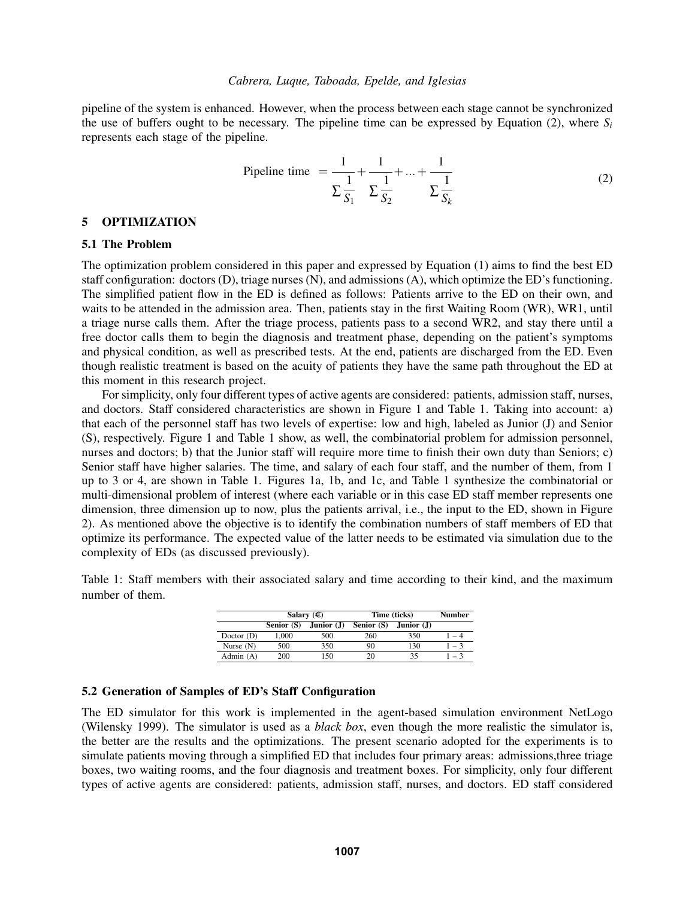pipeline of the system is enhanced. However, when the process between each stage cannot be synchronized the use of buffers ought to be necessary. The pipeline time can be expressed by Equation (2), where $S_i$ represents each stage of the pipeline.

$$\text{Pipeline time} \ = \frac{1}{\Sigma \frac{1}{S_1}} + \frac{1}{\Sigma \frac{1}{S_2}} + ... + \frac{1}{\Sigma \frac{1}{S_k}} \tag{2}$$

## 5 OPTIMIZATION

### 5.1 The Problem

The optimization problem considered in this paper and expressed by Equation (1) aims to find the best ED staff configuration: doctors (D), triage nurses (N), and admissions (A), which optimize the ED's functioning. The simplified patient flow in the ED is defined as follows: Patients arrive to the ED on their own, and waits to be attended in the admission area. Then, patients stay in the first Waiting Room (WR), WR1, until a triage nurse calls them. After the triage process, patients pass to a second WR2, and stay there until a free doctor calls them to begin the diagnosis and treatment phase, depending on the patient's symptoms and physical condition, as well as prescribed tests. At the end, patients are discharged from the ED. Even though realistic treatment is based on the acuity of patients they have the same path throughout the ED at this moment in this research project.

For simplicity, only four different types of active agents are considered: patients, admission staff, nurses, and doctors. Staff considered characteristics are shown in Figure 1 and Table 1. Taking into account: a) that each of the personnel staff has two levels of expertise: low and high, labeled as Junior (J) and Senior (S), respectively. Figure 1 and Table 1 show, as well, the combinatorial problem for admission personnel, nurses and doctors; b) that the Junior staff will require more time to finish their own duty than Seniors; c) Senior staff have higher salaries. The time, and salary of each four staff, and the number of them, from 1 up to 3 or 4, are shown in Table 1. Figures 1a, 1b, and 1c, and Table 1 synthesize the combinatorial or multi-dimensional problem of interest (where each variable or in this case ED staff member represents one dimension, three dimension up to now, plus the patients arrival, i.e., the input to the ED, shown in Figure 2). As mentioned above the objective is to identify the combination numbers of staff members of ED that optimize its performance. The expected value of the latter needs to be estimated via simulation due to the complexity of EDs (as discussed previously).

Table 1: Staff members with their associated salary and time according to their kind, and the maximum number of them.

| | Salary (€) | | Time (ticks) | | Number |
|---|---|---|---|---|---|
| | Senior (S) | Junior (J) | Senior (S) | Junior (J) | |
| Doctor (D) | 1,000 | 500 | 260 | 350 | 1 – 4 |
| Nurse (N) | 500 | 350 | 90 | 130 | 1 – 3 |
| Admin (A) | 200 | 150 | 20 | 35 | 1 – 3 |

### 5.2 Generation of Samples of ED's Staff Configuration

The ED simulator for this work is implemented in the agent-based simulation environment NetLogo (Wilensky 1999). The simulator is used as a *black box*, even though the more realistic the simulator is, the better are the results and the optimizations. The present scenario adopted for the experiments is to simulate patients moving through a simplified ED that includes four primary areas: admissions,three triage boxes, two waiting rooms, and the four diagnosis and treatment boxes. For simplicity, only four different types of active agents are considered: patients, admission staff, nurses, and doctors. ED staff considered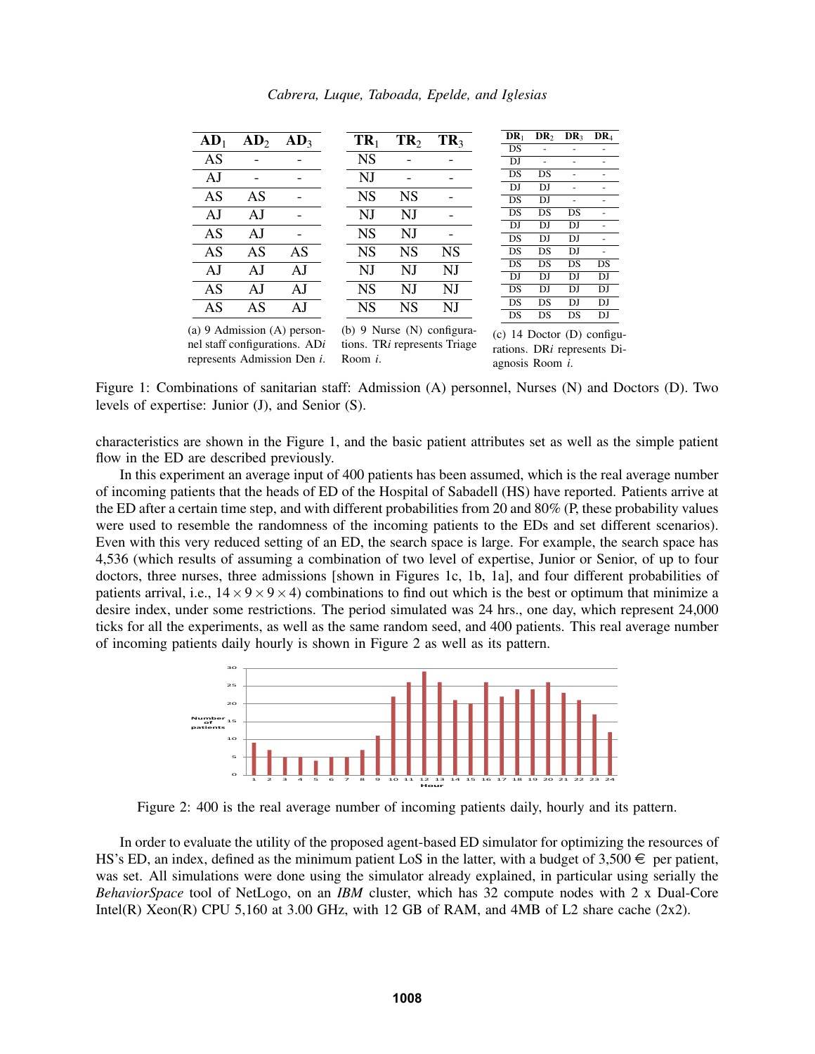| $AD_1$ | $AD_2$ | $AD_3$ |
|---|---|---|
| AS | - | - |
| AJ | - | - |
| AS | AS | - |
| AJ | AJ | - |
| AS | AJ | - |
| AS | AS | AS |
| AJ | AJ | AJ |
| AS | AJ | AJ |
| AS | AS | AJ |

(a) 9 Admission (A) personnel staff configurations. AD*i* represents Admission Den *i*.

| $TR_1$ | $TR_2$ | $TR_3$ |
|---|---|---|
| NS | - | - |
| NJ | - | - |
| NS | NS | - |
| NJ | NJ | - |
| NS | NJ | - |
| NS | NS | NS |
| NJ | NJ | NJ |
| NS | NJ | NJ |
| NS | NS | NJ |

(b) 9 Nurse (N) configurations. TR*i* represents Triage Room *i*.

| $DR_1$ | $DR_2$ | $DR_3$ | $DR_4$ |
|---|---|---|---|
| DS | - | - | - |
| DJ | - | - | - |
| DS | DS | - | - |
| DJ | DJ | - | - |
| DS | DJ | - | - |
| DS | DS | DS | - |
| DJ | DJ | DJ | - |
| DS | DJ | DJ | - |
| DS | DS | DJ | - |
| DS | DS | DS | DS |
| DJ | DJ | DJ | DJ |
| DS | DJ | DJ | DJ |
| DS | DS | DJ | DJ |
| DS | DS | DS | DJ |

(c) 14 Doctor (D) configurations. DR*i* represents Diagnosis Room *i*.

Figure 1: Combinations of sanitarian staff: Admission (A) personnel, Nurses (N) and Doctors (D). Two levels of expertise: Junior (J), and Senior (S).

characteristics are shown in the Figure 1, and the basic patient attributes set as well as the simple patient flow in the ED are described previously.

In this experiment an average input of 400 patients has been assumed, which is the real average number of incoming patients that the heads of ED of the Hospital of Sabadell (HS) have reported. Patients arrive at the ED after a certain time step, and with different probabilities from 20 and 80% (P, these probability values were used to resemble the randomness of the incoming patients to the EDs and set different scenarios). Even with this very reduced setting of an ED, the search space is large. For example, the search space has 4,536 (which results of assuming a combination of two level of expertise, Junior or Senior, of up to four doctors, three nurses, three admissions [shown in Figures 1c, 1b, 1a], and four different probabilities of patients arrival, i.e., $14 \times 9 \times 9 \times 4$) combinations to find out which is the best or optimum that minimize a desire index, under some restrictions. The period simulated was 24 hrs., one day, which represent 24,000 ticks for all the experiments, as well as the same random seed, and 400 patients. This real average number of incoming patients daily hourly is shown in Figure 2 as well as its pattern.

Number of patients
0 5 10 15 20 25 30
1 2 3 4 5 6 7 8 9 10 11 12 13 14 15 16 17 18 19 20 21 22 23 24
Hour

Figure 2: 400 is the real average number of incoming patients daily, hourly and its pattern.

In order to evaluate the utility of the proposed agent-based ED simulator for optimizing the resources of HS's ED, an index, defined as the minimum patient LoS in the latter, with a budget of 3,500 € per patient, was set. All simulations were done using the simulator already explained, in particular using serially the *BehaviorSpace* tool of NetLogo, on an *IBM* cluster, which has 32 compute nodes with 2 x Dual-Core Intel(R) Xeon(R) CPU 5,160 at 3.00 GHz, with 12 GB of RAM, and 4MB of L2 share cache (2x2).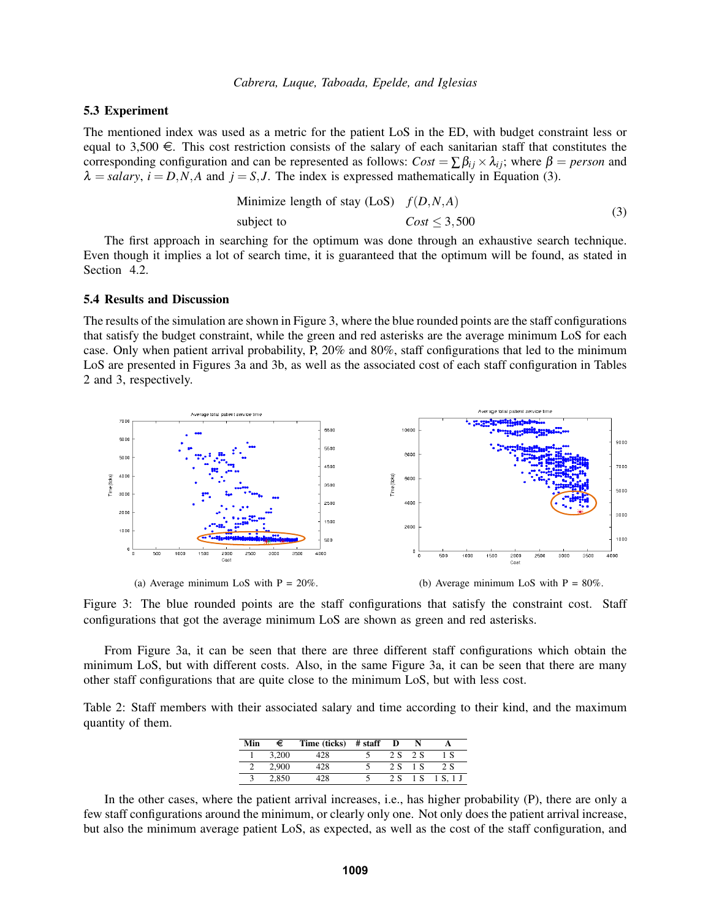### 5.3 Experiment

The mentioned index was used as a metric for the patient LoS in the ED, with budget constraint less or equal to 3,500 €. This cost restriction consists of the salary of each sanitarian staff that constitutes the corresponding configuration and can be represented as follows: $Cost = \sum \beta_{ij} \times \lambda_{ij}$; where $\beta = person$ and $\lambda = salary$, $i = D,N,A$ and $j = S,J$. The index is expressed mathematically in Equation (3).

$$
\begin{aligned}
&\text{Minimize length of stay (LoS)} \quad && f(D,N,A) \\
&\text{subject to} && Cost \leq 3,500
\end{aligned}
\tag{3}
$$

The first approach in searching for the optimum was done through an exhaustive search technique. Even though it implies a lot of search time, it is guaranteed that the optimum will be found, as stated in Section 4.2.

### 5.4 Results and Discussion

The results of the simulation are shown in Figure 3, where the blue rounded points are the staff configurations that satisfy the budget constraint, while the green and red asterisks are the average minimum LoS for each case. Only when patient arrival probability, P, 20% and 80%, staff configurations that led to the minimum LoS are presented in Figures 3a and 3b, as well as the associated cost of each staff configuration in Tables 2 and 3, respectively.

Average total patient service time
Time (ticks)
Cost

(a) Average minimum LoS with P = 20%.

Average total patient service time
Time (ticks)
Cost

(b) Average minimum LoS with P = 80%.

Figure 3: The blue rounded points are the staff configurations that satisfy the constraint cost. Staff configurations that got the average minimum LoS are shown as green and red asterisks.

From Figure 3a, it can be seen that there are three different staff configurations which obtain the minimum LoS, but with different costs. Also, in the same Figure 3a, it can be seen that there are many other staff configurations that are quite close to the minimum LoS, but with less cost.

Table 2: Staff members with their associated salary and time according to their kind, and the maximum quantity of them.

| Min | € | Time (ticks) | # staff | D | N | A |
|---|---|---|---|---|---|---|
| 1 | 3,200 | 428 | 5 | 2 S | 2 S | 1 S |
| 2 | 2,900 | 428 | 5 | 2 S | 1 S | 2 S |
| 3 | 2,850 | 428 | 5 | 2 S | 1 S | 1 S, 1 J |

In the other cases, where the patient arrival increases, i.e., has higher probability (P), there are only a few staff configurations around the minimum, or clearly only one. Not only does the patient arrival increase, but also the minimum average patient LoS, as expected, as well as the cost of the staff configuration, and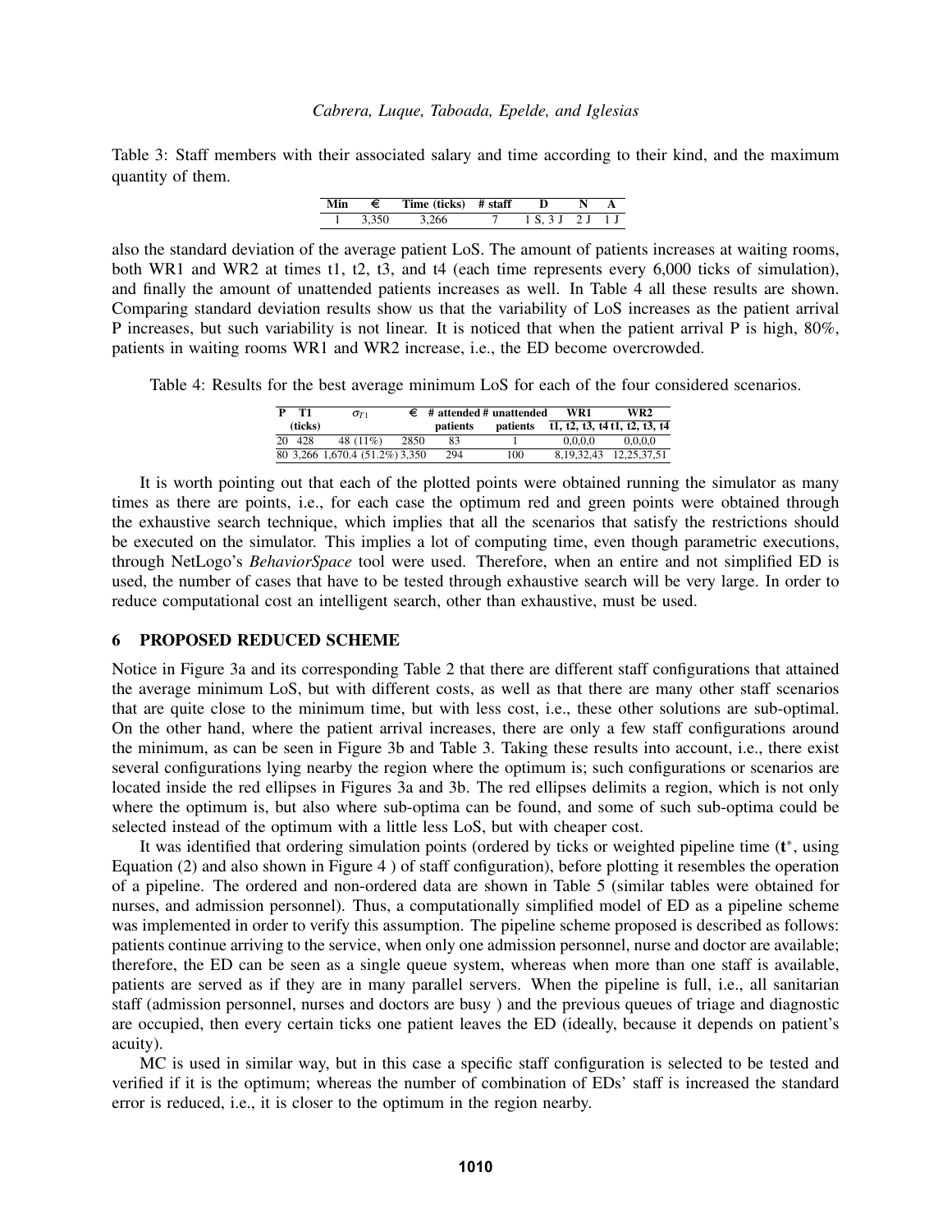Table 3: Staff members with their associated salary and time according to their kind, and the maximum quantity of them.

| Min | € | Time (ticks) | # staff | D | N | A |
|---|---|---|---|---|---|---|
| 1 | 3,350 | 3,266 | 7 | 1 S, 3 J | 2 J | 1 J |

also the standard deviation of the average patient LoS. The amount of patients increases at waiting rooms, both WR1 and WR2 at times t1, t2, t3, and t4 (each time represents every 6,000 ticks of simulation), and finally the amount of unattended patients increases as well. In Table 4 all these results are shown. Comparing standard deviation results show us that the variability of LoS increases as the patient arrival P increases, but such variability is not linear. It is noticed that when the patient arrival P is high, 80%, patients in waiting rooms WR1 and WR2 increase, i.e., the ED become overcrowded.

Table 4: Results for the best average minimum LoS for each of the four considered scenarios.

| P | T1 (ticks) | $\sigma_{T1}$ | € | # attended patients | # unattended patients | WR1 t1, t2, t3, t4 | WR2 t1, t2, t3, t4 |
|---|---|---|---|---|---|---|---|
| 20 | 428 | 48 (11%) | 2850 | 83 | 1 | 0,0,0,0 | 0,0,0,0 |
| 80 | 3,266 | 1,670.4 (51.2%) | 3,350 | 294 | 100 | 8,19,32,43 | 12,25,37,51 |

It is worth pointing out that each of the plotted points were obtained running the simulator as many times as there are points, i.e., for each case the optimum red and green points were obtained through the exhaustive search technique, which implies that all the scenarios that satisfy the restrictions should be executed on the simulator. This implies a lot of computing time, even though parametric executions, through NetLogo's *BehaviorSpace* tool were used. Therefore, when an entire and not simplified ED is used, the number of cases that have to be tested through exhaustive search will be very large. In order to reduce computational cost an intelligent search, other than exhaustive, must be used.

## 6 PROPOSED REDUCED SCHEME

Notice in Figure 3a and its corresponding Table 2 that there are different staff configurations that attained the average minimum LoS, but with different costs, as well as that there are many other staff scenarios that are quite close to the minimum time, but with less cost, i.e., these other solutions are sub-optimal. On the other hand, where the patient arrival increases, there are only a few staff configurations around the minimum, as can be seen in Figure 3b and Table 3. Taking these results into account, i.e., there exist several configurations lying nearby the region where the optimum is; such configurations or scenarios are located inside the red ellipses in Figures 3a and 3b. The red ellipses delimits a region, which is not only where the optimum is, but also where sub-optima can be found, and some of such sub-optima could be selected instead of the optimum with a little less LoS, but with cheaper cost.

It was identified that ordering simulation points (ordered by ticks or weighted pipeline time ($\mathbf{t}^*$, using Equation (2) and also shown in Figure 4 ) of staff configuration), before plotting it resembles the operation of a pipeline. The ordered and non-ordered data are shown in Table 5 (similar tables were obtained for nurses, and admission personnel). Thus, a computationally simplified model of ED as a pipeline scheme was implemented in order to verify this assumption. The pipeline scheme proposed is described as follows: patients continue arriving to the service, when only one admission personnel, nurse and doctor are available; therefore, the ED can be seen as a single queue system, whereas when more than one staff is available, patients are served as if they are in many parallel servers. When the pipeline is full, i.e., all sanitarian staff (admission personnel, nurses and doctors are busy ) and the previous queues of triage and diagnostic are occupied, then every certain ticks one patient leaves the ED (ideally, because it depends on patient's acuity).

MC is used in similar way, but in this case a specific staff configuration is selected to be tested and verified if it is the optimum; whereas the number of combination of EDs' staff is increased the standard error is reduced, i.e., it is closer to the optimum in the region nearby.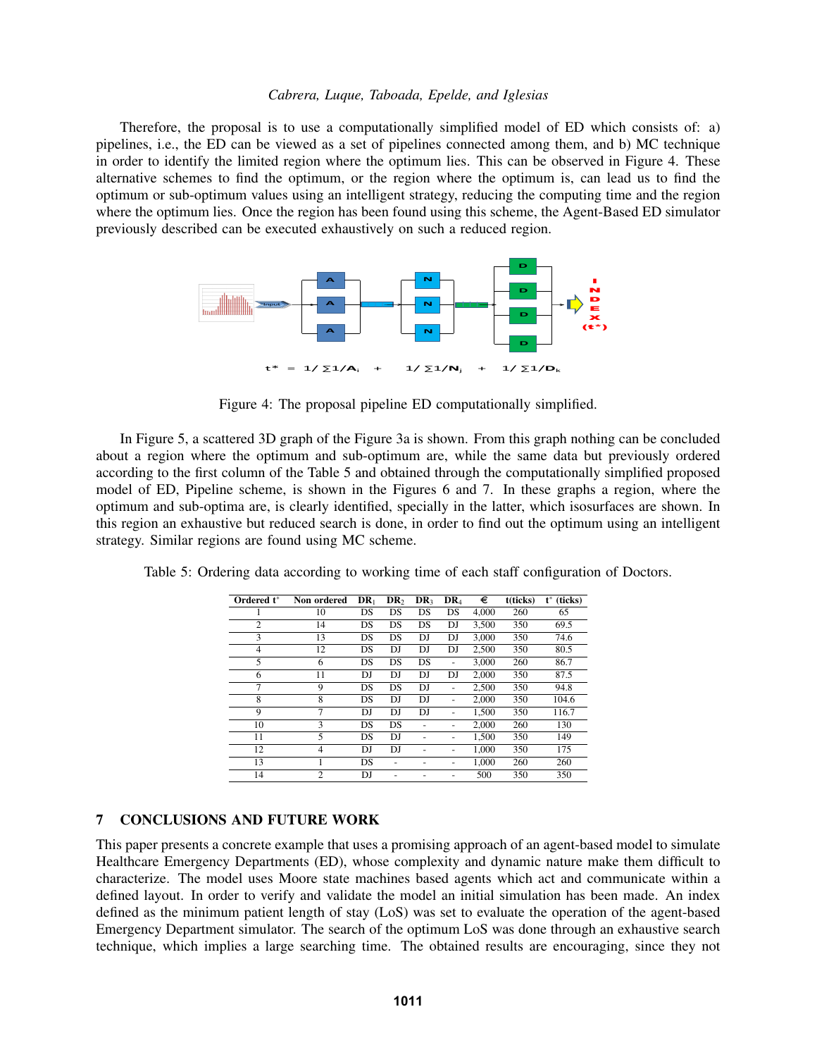Therefore, the proposal is to use a computationally simplified model of ED which consists of: a) pipelines, i.e., the ED can be viewed as a set of pipelines connected among them, and b) MC technique in order to identify the limited region where the optimum lies. This can be observed in Figure 4. These alternative schemes to find the optimum, or the region where the optimum is, can lead us to find the optimum or sub-optimum values using an intelligent strategy, reducing the computing time and the region where the optimum lies. Once the region has been found using this scheme, the Agent-Based ED simulator previously described can be executed exhaustively on such a reduced region.

Input

A
A
A

N
N
N

D
D
D
D

INDEX ($t^*$)

$$t^* = 1/\sum 1/A_i + 1/\sum 1/N_j + 1/\sum 1/D_k$$

Figure 4: The proposal pipeline ED computationally simplified.

In Figure 5, a scattered 3D graph of the Figure 3a is shown. From this graph nothing can be concluded about a region where the optimum and sub-optimum are, while the same data but previously ordered according to the first column of the Table 5 and obtained through the computationally simplified proposed model of ED, Pipeline scheme, is shown in the Figures 6 and 7. In these graphs a region, where the optimum and sub-optima are, is clearly identified, specially in the latter, which isosurfaces are shown. In this region an exhaustive but reduced search is done, in order to find out the optimum using an intelligent strategy. Similar regions are found using MC scheme.

Table 5: Ordering data according to working time of each staff configuration of Doctors.

| Ordered $t^*$ | Non ordered | $DR_1$ | $DR_2$ | $DR_3$ | $DR_4$ | € | t(ticks) | $t^*$ (ticks) |
|---|---|---|---|---|---|---|---|---|
| 1 | 10 | DS | DS | DS | DS | 4,000 | 260 | 65 |
| 2 | 14 | DS | DS | DS | DJ | 3,500 | 350 | 69.5 |
| 3 | 13 | DS | DS | DJ | DJ | 3,000 | 350 | 74.6 |
| 4 | 12 | DS | DJ | DJ | DJ | 2,500 | 350 | 80.5 |
| 5 | 6 | DS | DS | DS | - | 3,000 | 260 | 86.7 |
| 6 | 11 | DJ | DJ | DJ | DJ | 2,000 | 350 | 87.5 |
| 7 | 9 | DS | DS | DJ | - | 2,500 | 350 | 94.8 |
| 8 | 8 | DS | DJ | DJ | - | 2,000 | 350 | 104.6 |
| 9 | 7 | DJ | DJ | DJ | - | 1,500 | 350 | 116.7 |
| 10 | 3 | DS | DS | - | - | 2,000 | 260 | 130 |
| 11 | 5 | DS | DJ | - | - | 1,500 | 350 | 149 |
| 12 | 4 | DJ | DJ | - | - | 1,000 | 350 | 175 |
| 13 | 1 | DS | - | - | - | 1,000 | 260 | 260 |
| 14 | 2 | DJ | - | - | - | 500 | 350 | 350 |

## 7 CONCLUSIONS AND FUTURE WORK

This paper presents a concrete example that uses a promising approach of an agent-based model to simulate Healthcare Emergency Departments (ED), whose complexity and dynamic nature make them difficult to characterize. The model uses Moore state machines based agents which act and communicate within a defined layout. In order to verify and validate the model an initial simulation has been made. An index defined as the minimum patient length of stay (LoS) was set to evaluate the operation of the agent-based Emergency Department simulator. The search of the optimum LoS was done through an exhaustive search technique, which implies a large searching time. The obtained results are encouraging, since they not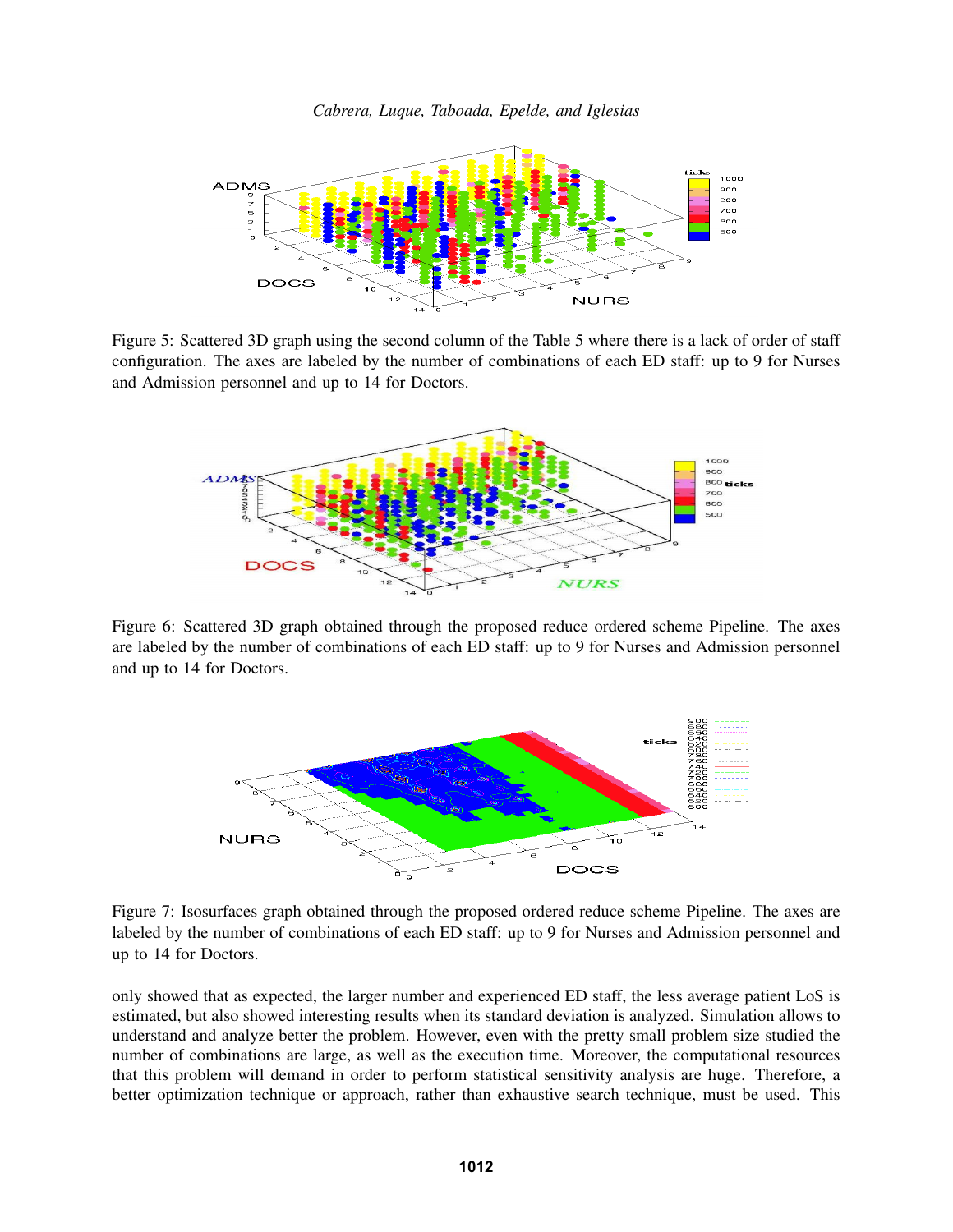ADMS
9
7
5
3
1
0

DOCS
2
4
6
8
10
12
14

NURS
0
1
2
3
4
5
6
7
8
9

ticks
1000
900
800
700
600
500

Figure 5: Scattered 3D graph using the second column of the Table 5 where there is a lack of order of staff configuration. The axes are labeled by the number of combinations of each ED staff: up to 9 for Nurses and Admission personnel and up to 14 for Doctors.

ADMS

DOCS
2
4
6
8
10
12
14

NURS
0
1
2
3
4
5
6
7
8
9

1000
900
800 ticks
700
600
500

Figure 6: Scattered 3D graph obtained through the proposed reduce ordered scheme Pipeline. The axes are labeled by the number of combinations of each ED staff: up to 9 for Nurses and Admission personnel and up to 14 for Doctors.

NURS
0
1
2
3
4
5
6
7
8
9

DOCS
0
2
4
6
8
10
12
14

ticks
900
880
860
840
820
800
780
760
740
720
700
680
660
640
620
600

Figure 7: Isosurfaces graph obtained through the proposed ordered reduce scheme Pipeline. The axes are labeled by the number of combinations of each ED staff: up to 9 for Nurses and Admission personnel and up to 14 for Doctors.

only showed that as expected, the larger number and experienced ED staff, the less average patient LoS is estimated, but also showed interesting results when its standard deviation is analyzed. Simulation allows to understand and analyze better the problem. However, even with the pretty small problem size studied the number of combinations are large, as well as the execution time. Moreover, the computational resources that this problem will demand in order to perform statistical sensitivity analysis are huge. Therefore, a better optimization technique or approach, rather than exhaustive search technique, must be used. This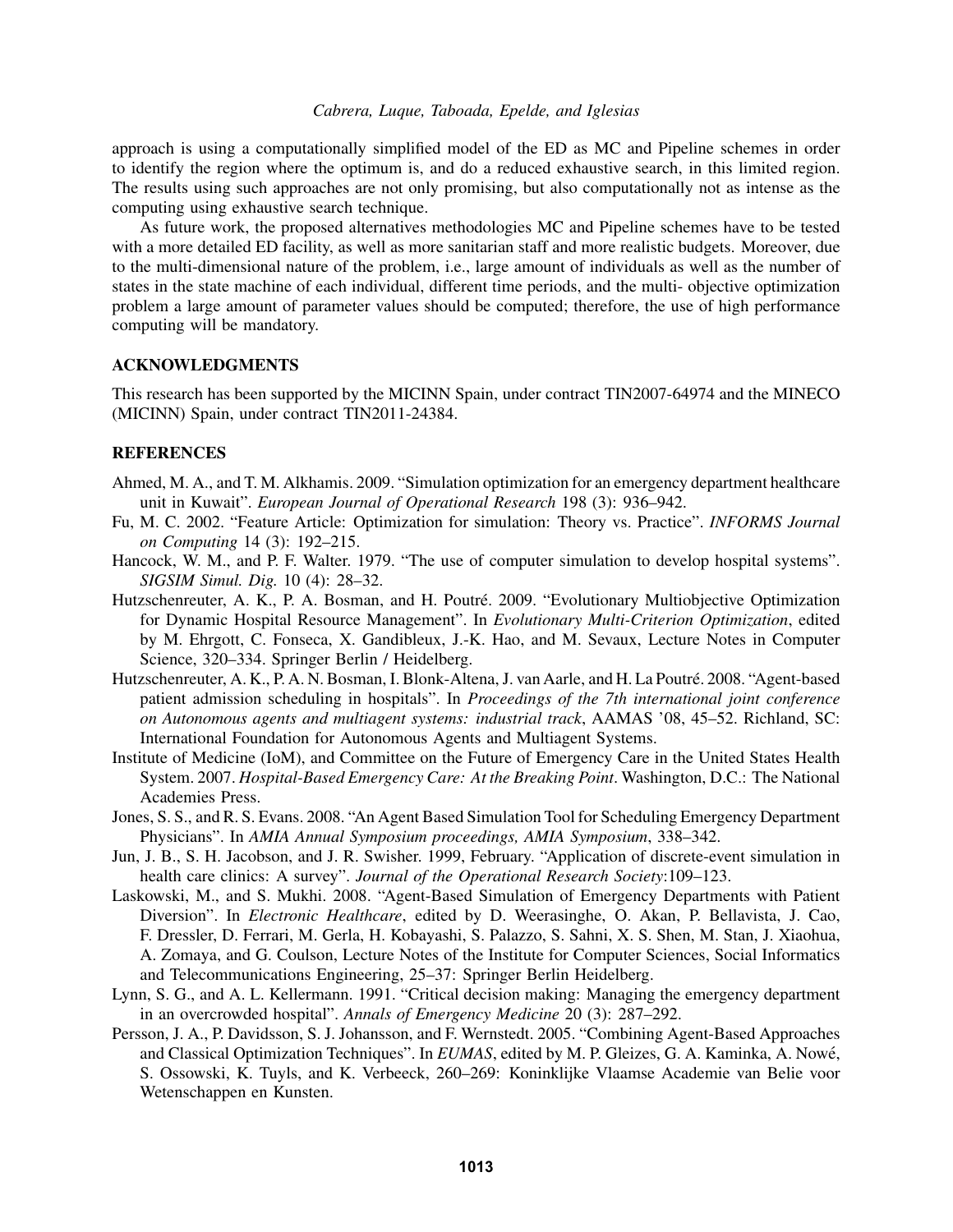approach is using a computationally simplified model of the ED as MC and Pipeline schemes in order to identify the region where the optimum is, and do a reduced exhaustive search, in this limited region. The results using such approaches are not only promising, but also computationally not as intense as the computing using exhaustive search technique.

As future work, the proposed alternatives methodologies MC and Pipeline schemes have to be tested with a more detailed ED facility, as well as more sanitarian staff and more realistic budgets. Moreover, due to the multi-dimensional nature of the problem, i.e., large amount of individuals as well as the number of states in the state machine of each individual, different time periods, and the multi- objective optimization problem a large amount of parameter values should be computed; therefore, the use of high performance computing will be mandatory.

## ACKNOWLEDGMENTS

This research has been supported by the MICINN Spain, under contract TIN2007-64974 and the MINECO (MICINN) Spain, under contract TIN2011-24384.

## REFERENCES

Ahmed, M. A., and T. M. Alkhamis. 2009. "Simulation optimization for an emergency department healthcare unit in Kuwait". *European Journal of Operational Research* 198 (3): 936–942.

Fu, M. C. 2002. "Feature Article: Optimization for simulation: Theory vs. Practice". *INFORMS Journal on Computing* 14 (3): 192–215.

Hancock, W. M., and P. F. Walter. 1979. "The use of computer simulation to develop hospital systems". *SIGSIM Simul. Dig.* 10 (4): 28–32.

Hutzschenreuter, A. K., P. A. Bosman, and H. Poutré. 2009. "Evolutionary Multiobjective Optimization for Dynamic Hospital Resource Management". In *Evolutionary Multi-Criterion Optimization*, edited by M. Ehrgott, C. Fonseca, X. Gandibleux, J.-K. Hao, and M. Sevaux, Lecture Notes in Computer Science, 320–334. Springer Berlin / Heidelberg.

Hutzschenreuter, A. K., P. A. N. Bosman, I. Blonk-Altena, J. van Aarle, and H. La Poutré. 2008. "Agent-based patient admission scheduling in hospitals". In *Proceedings of the 7th international joint conference on Autonomous agents and multiagent systems: industrial track*, AAMAS '08, 45–52. Richland, SC: International Foundation for Autonomous Agents and Multiagent Systems.

Institute of Medicine (IoM), and Committee on the Future of Emergency Care in the United States Health System. 2007. *Hospital-Based Emergency Care: At the Breaking Point*. Washington, D.C.: The National Academies Press.

Jones, S. S., and R. S. Evans. 2008. "An Agent Based Simulation Tool for Scheduling Emergency Department Physicians". In *AMIA Annual Symposium proceedings, AMIA Symposium*, 338–342.

Jun, J. B., S. H. Jacobson, and J. R. Swisher. 1999, February. "Application of discrete-event simulation in health care clinics: A survey". *Journal of the Operational Research Society*:109–123.

Laskowski, M., and S. Mukhi. 2008. "Agent-Based Simulation of Emergency Departments with Patient Diversion". In *Electronic Healthcare*, edited by D. Weerasinghe, O. Akan, P. Bellavista, J. Cao, F. Dressler, D. Ferrari, M. Gerla, H. Kobayashi, S. Palazzo, S. Sahni, X. S. Shen, M. Stan, J. Xiaohua, A. Zomaya, and G. Coulson, Lecture Notes of the Institute for Computer Sciences, Social Informatics and Telecommunications Engineering, 25–37: Springer Berlin Heidelberg.

Lynn, S. G., and A. L. Kellermann. 1991. "Critical decision making: Managing the emergency department in an overcrowded hospital". *Annals of Emergency Medicine* 20 (3): 287–292.

Persson, J. A., P. Davidsson, S. J. Johansson, and F. Wernstedt. 2005. "Combining Agent-Based Approaches and Classical Optimization Techniques". In *EUMAS*, edited by M. P. Gleizes, G. A. Kaminka, A. Nowé, S. Ossowski, K. Tuyls, and K. Verbeeck, 260–269: Koninklijke Vlaamse Academie van Belie voor Wetenschappen en Kunsten.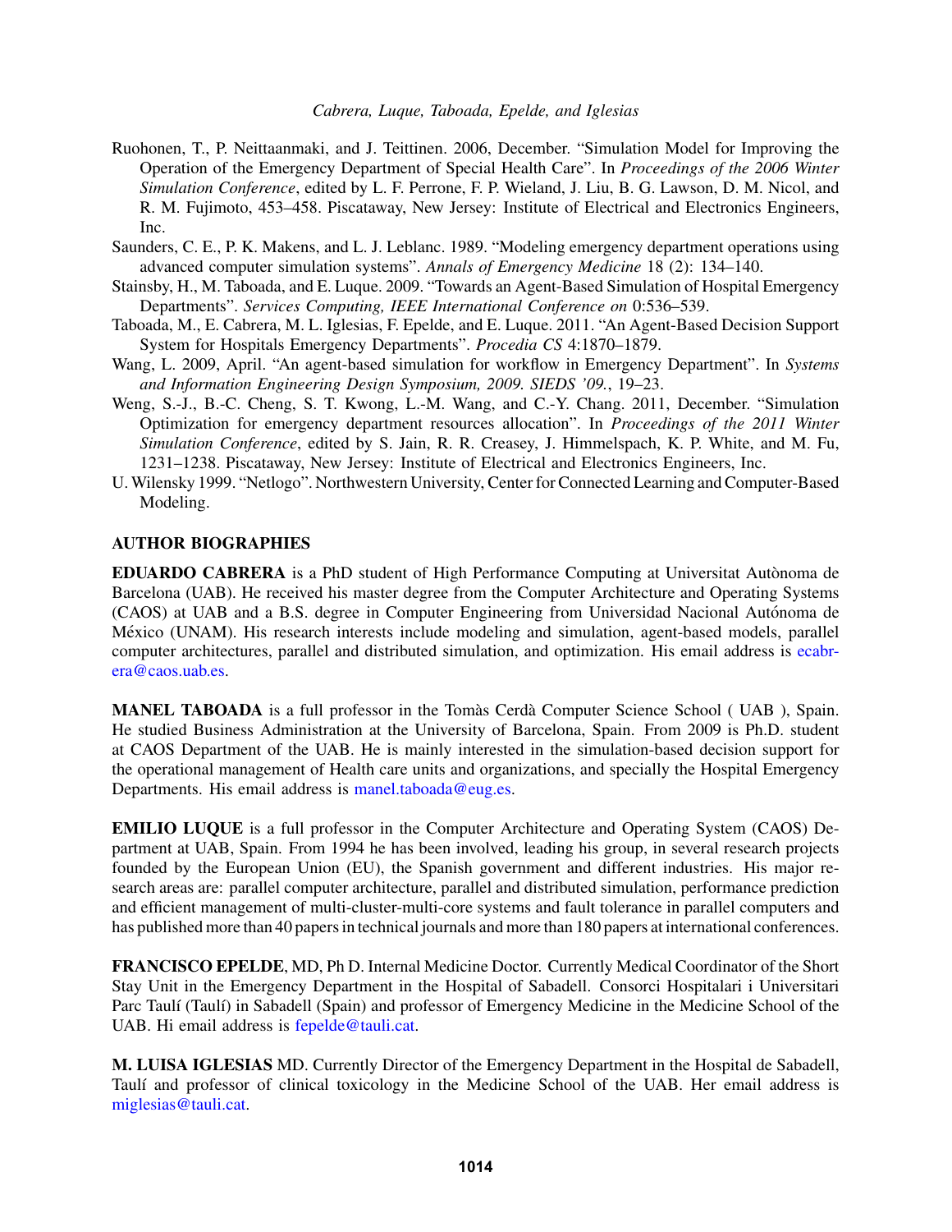Ruohonen, T., P. Neittaanmaki, and J. Teittinen. 2006, December. "Simulation Model for Improving the Operation of the Emergency Department of Special Health Care". In *Proceedings of the 2006 Winter Simulation Conference*, edited by L. F. Perrone, F. P. Wieland, J. Liu, B. G. Lawson, D. M. Nicol, and R. M. Fujimoto, 453–458. Piscataway, New Jersey: Institute of Electrical and Electronics Engineers, Inc.

Saunders, C. E., P. K. Makens, and L. J. Leblanc. 1989. "Modeling emergency department operations using advanced computer simulation systems". *Annals of Emergency Medicine* 18 (2): 134–140.

Stainsby, H., M. Taboada, and E. Luque. 2009. "Towards an Agent-Based Simulation of Hospital Emergency Departments". *Services Computing, IEEE International Conference on* 0:536–539.

Taboada, M., E. Cabrera, M. L. Iglesias, F. Epelde, and E. Luque. 2011. "An Agent-Based Decision Support System for Hospitals Emergency Departments". *Procedia CS* 4:1870–1879.

Wang, L. 2009, April. "An agent-based simulation for workflow in Emergency Department". In *Systems and Information Engineering Design Symposium, 2009. SIEDS '09.*, 19–23.

Weng, S.-J., B.-C. Cheng, S. T. Kwong, L.-M. Wang, and C.-Y. Chang. 2011, December. "Simulation Optimization for emergency department resources allocation". In *Proceedings of the 2011 Winter Simulation Conference*, edited by S. Jain, R. R. Creasey, J. Himmelspach, K. P. White, and M. Fu, 1231–1238. Piscataway, New Jersey: Institute of Electrical and Electronics Engineers, Inc.

U. Wilensky 1999. "Netlogo". Northwestern University, Center for Connected Learning and Computer-Based Modeling.

## AUTHOR BIOGRAPHIES

**EDUARDO CABRERA** is a PhD student of High Performance Computing at Universitat Autònoma de Barcelona (UAB). He received his master degree from the Computer Architecture and Operating Systems (CAOS) at UAB and a B.S. degree in Computer Engineering from Universidad Nacional Autónoma de México (UNAM). His research interests include modeling and simulation, agent-based models, parallel computer architectures, parallel and distributed simulation, and optimization. His email address is ecabrera@caos.uab.es.

**MANEL TABOADA** is a full professor in the Tomàs Cerdà Computer Science School ( UAB ), Spain. He studied Business Administration at the University of Barcelona, Spain. From 2009 is Ph.D. student at CAOS Department of the UAB. He is mainly interested in the simulation-based decision support for the operational management of Health care units and organizations, and specially the Hospital Emergency Departments. His email address is manel.taboada@eug.es.

**EMILIO LUQUE** is a full professor in the Computer Architecture and Operating System (CAOS) Department at UAB, Spain. From 1994 he has been involved, leading his group, in several research projects founded by the European Union (EU), the Spanish government and different industries. His major research areas are: parallel computer architecture, parallel and distributed simulation, performance prediction and efficient management of multi-cluster-multi-core systems and fault tolerance in parallel computers and has published more than 40 papers in technical journals and more than 180 papers at international conferences.

**FRANCISCO EPELDE**, MD, Ph D. Internal Medicine Doctor. Currently Medical Coordinator of the Short Stay Unit in the Emergency Department in the Hospital of Sabadell. Consorci Hospitalari i Universitari Parc Taulí (Taulí) in Sabadell (Spain) and professor of Emergency Medicine in the Medicine School of the UAB. Hi email address is fepelde@tauli.cat.

**M. LUISA IGLESIAS** MD. Currently Director of the Emergency Department in the Hospital de Sabadell, Taulí and professor of clinical toxicology in the Medicine School of the UAB. Her email address is miglesias@tauli.cat.